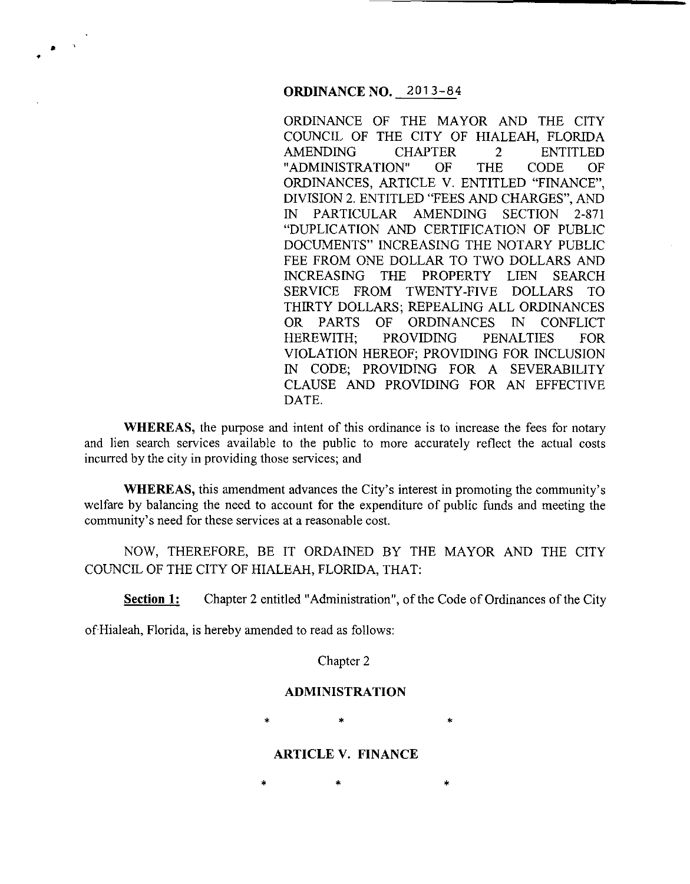# ORDINANCE NO. 2013-84

ORDINANCE OF THE MAYOR AND THE CITY COUNCIL OF THE CITY OF HIALEAH, FLORIDA AMENDING CHAPTER 2 ENTITLED "ADMINISTRATION" OF THE CODE OF ORDINANCES, ARTICLE V. ENTITLED "FINANCE", DIVISION 2. ENTITLED "FEES AND CHARGES", AND IN PARTICULAR AMENDING SECTION 2-871 "DUPLICATION AND CERTIFICATION OF PUBLIC DOCUMENTS" INCREASING THE NOTARY PUBLIC FEE FROM ONE DOLLAR TO TWO DOLLARS AND INCREASING THE PROPERTY LIEN SEARCH SERVICE FROM TWENTY-FIVE DOLLARS TO THIRTY DOLLARS; REPEALING ALL ORDINANCES OR PARTS OF ORDINANCES IN CONFLICT HEREWITH; PROVIDING PENALTIES FOR VIOLATION HEREOF; PROVIDING FOR INCLUSION IN CODE; PROVIDING FOR A SEVERABILITY CLAUSE AND PROVIDING FOR AN EFFECTIVE DATE.

**WHEREAS,** the purpose and intent of this ordinance is to increase the fees for notary and lien search services available to the public to more accurately reflect the actual costs incurred by the city in providing those services; and

**WHEREAS,** this amendment advances the City's interest in promoting the community's welfare by balancing the need to account for the expenditure of public funds and meeting the community's need for these services at a reasonable cost.

NOW, THEREFORE, BE IT ORDAINED BY THE MAYOR AND THE CITY COUNCIL OF THE CITY OF HIALEAH, FLORIDA, THAT:

**Section 1:** Chapter 2 entitled "Administration", of the Code of Ordinances of the City of Hialeah, Florida, is hereby amended to read as follows:

Chapter 2

**ADMINISTRATION**

\* \* \*

**ARTICLE V. FINANCE**

\* \* \*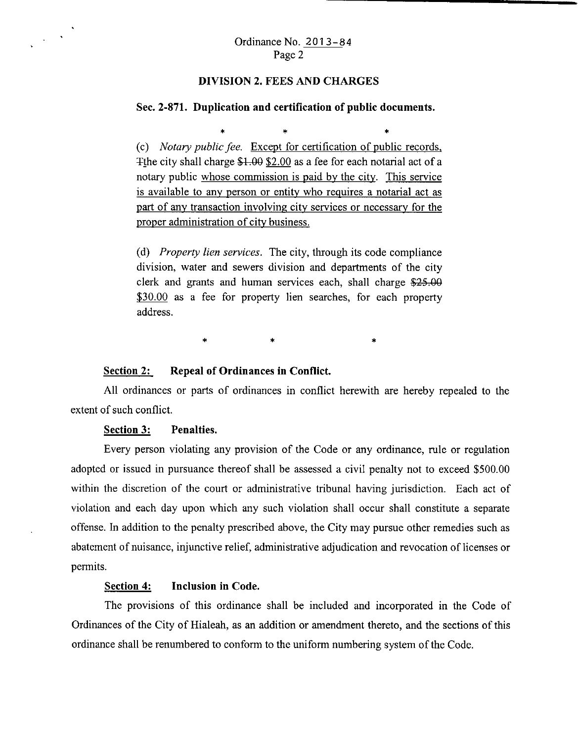## DIVISION 2. FEES AND CHARGES

### Sec. 2-871. Duplication and certification of public documents.

\* \* \*

(c) *Notary public fee.* Except for certification of public records, Tthe city shall charge ~~$1.00~~ $2.00 as a fee for each notarial act of a notary public whose commission is paid by the city. This service is available to any person or entity who requires a notarial act as part of any transaction involving city services or necessary for the proper administration of city business.

(d) *Property lien services.* The city, through its code compliance division, water and sewers division and departments of the city clerk and grants and human services each, shall charge ~~$25.00~~ $30.00 as a fee for property lien searches, for each property address.

\* \* \*

**Section 2: Repeal of Ordinances in Conflict.**

All ordinances or parts of ordinances in conflict herewith are hereby repealed to the extent of such conflict.

**Section 3: Penalties.**

Every person violating any provision of the Code or any ordinance, rule or regulation adopted or issued in pursuance thereof shall be assessed a civil penalty not to exceed $500.00 within the discretion of the court or administrative tribunal having jurisdiction. Each act of violation and each day upon which any such violation shall occur shall constitute a separate offense. In addition to the penalty prescribed above, the City may pursue other remedies such as abatement of nuisance, injunctive relief, administrative adjudication and revocation of licenses or permits.

**Section 4: Inclusion in Code.**

The provisions of this ordinance shall be included and incorporated in the Code of Ordinances of the City of Hialeah, as an addition or amendment thereto, and the sections of this ordinance shall be renumbered to conform to the uniform numbering system of the Code.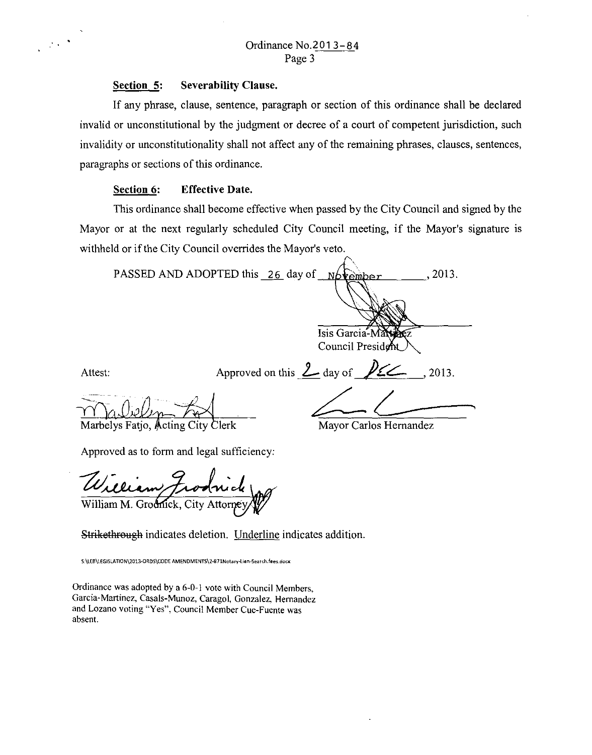Ordinance No. 2013-84

**Section 5: Severability Clause.**

If any phrase, clause, sentence, paragraph or section of this ordinance shall be declared invalid or unconstitutional by the judgment or decree of a court of competent jurisdiction, such invalidity or unconstitutionality shall not affect any of the remaining phrases, clauses, sentences, paragraphs or sections of this ordinance.

**Section 6: Effective Date.**

This ordinance shall become effective when passed by the City Council and signed by the Mayor or at the next regularly scheduled City Council meeting, if the Mayor's signature is withheld or if the City Council overrides the Mayor's veto.

PASSED AND ADOPTED this 26 day of November, 2013.

Isis Garcia-Martinez
Council President

Attest:

Approved on this 2 day of DEC, 2013.

Marbelys Fatjo, Acting City Clerk

Mayor Carlos Hernandez

Approved as to form and legal sufficiency:

William M. Grodnick, City Attorney

~~Strikethrough~~ indicates deletion. Underline indicates addition.

S:\LEB\LEGISLATION\2013-ORDS\CODE AMENDMENTS\2-871Notary-Lien-Search.fees.docx

Ordinance was adopted by a 6-0-1 vote with Council Members, Garcia-Martinez, Casals-Munoz, Caragol, Gonzalez, Hernandez and Lozano voting "Yes", Council Member Cue-Fuente was absent.